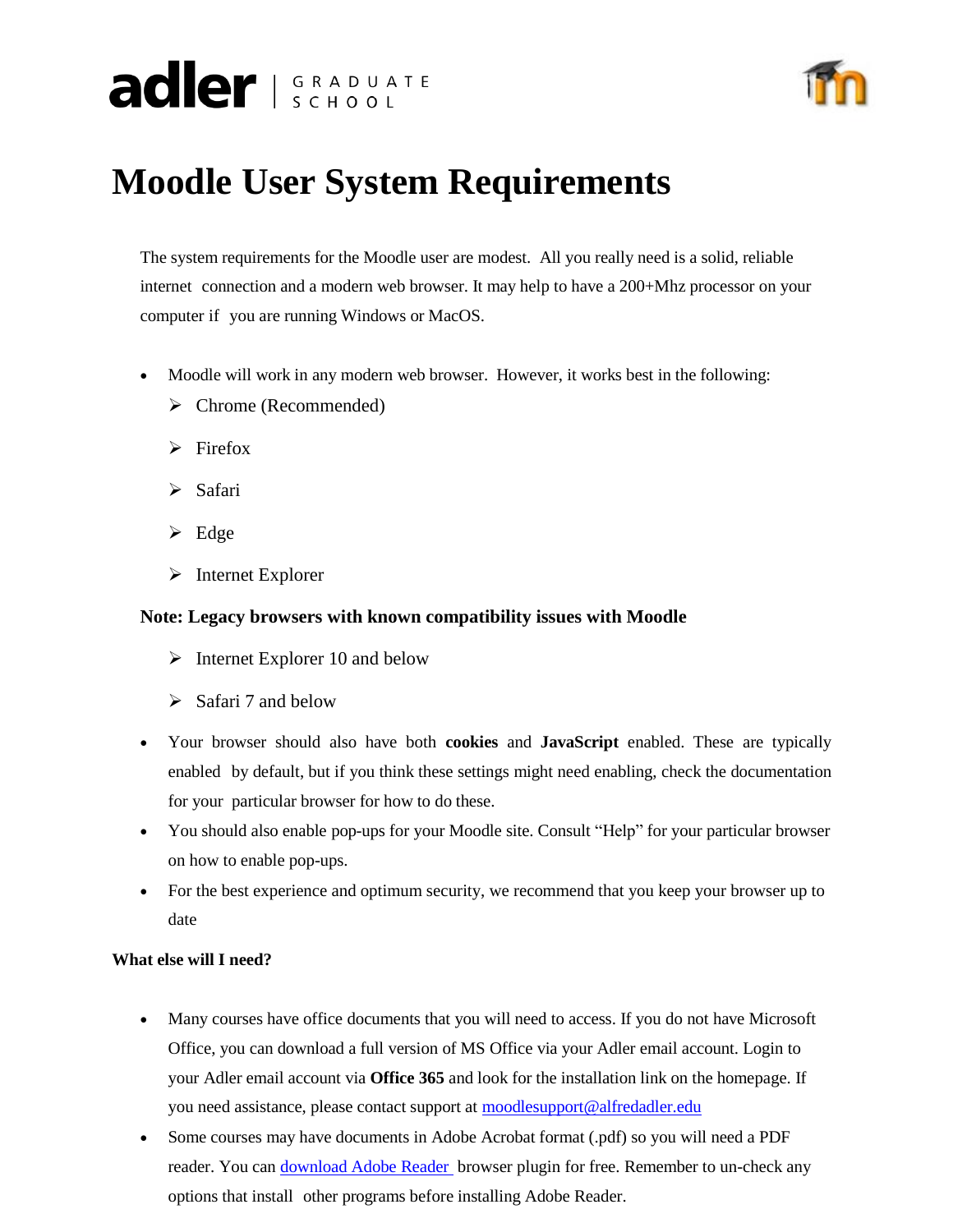adler | GRADUATE SCHOOL

# Moodle User System Requirements

The system requirements for the Moodle user are modest. All you really need is a solid, reliable internet connection and a modern web browser. It may help to have a 200+Mhz processor on your computer if you are running Windows or MacOS.

- Moodle will work in any modern web browser. However, it works best in the following:
  - Chrome (Recommended)
  - Firefox
  - Safari
  - Edge
  - Internet Explorer

  **Note: Legacy browsers with known compatibility issues with Moodle**

  - Internet Explorer 10 and below
  - Safari 7 and below
- Your browser should also have both **cookies** and **JavaScript** enabled. These are typically enabled by default, but if you think these settings might need enabling, check the documentation for your particular browser for how to do these.
- You should also enable pop-ups for your Moodle site. Consult "Help" for your particular browser on how to enable pop-ups.
- For the best experience and optimum security, we recommend that you keep your browser up to date

**What else will I need?**

- Many courses have office documents that you will need to access. If you do not have Microsoft Office, you can download a full version of MS Office via your Adler email account. Login to your Adler email account via **Office 365** and look for the installation link on the homepage. If you need assistance, please contact support at moodlesupport@alfredadler.edu
- Some courses may have documents in Adobe Acrobat format (.pdf) so you will need a PDF reader. You can download Adobe Reader browser plugin for free. Remember to un-check any options that install other programs before installing Adobe Reader.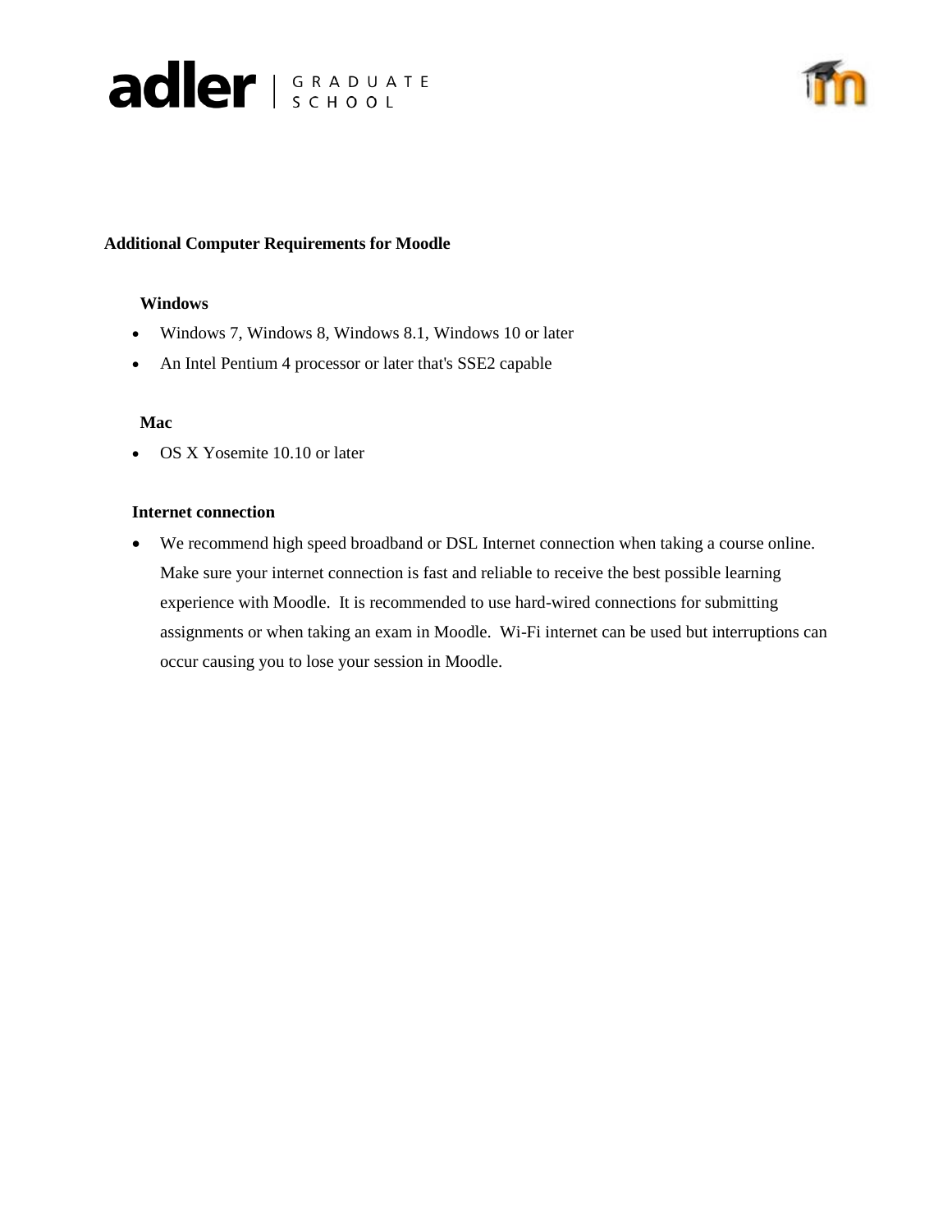**Additional Computer Requirements for Moodle**

**Windows**

- Windows 7, Windows 8, Windows 8.1, Windows 10 or later
- An Intel Pentium 4 processor or later that's SSE2 capable

**Mac**

- OS X Yosemite 10.10 or later

**Internet connection**

- We recommend high speed broadband or DSL Internet connection when taking a course online. Make sure your internet connection is fast and reliable to receive the best possible learning experience with Moodle. It is recommended to use hard-wired connections for submitting assignments or when taking an exam in Moodle. Wi-Fi internet can be used but interruptions can occur causing you to lose your session in Moodle.